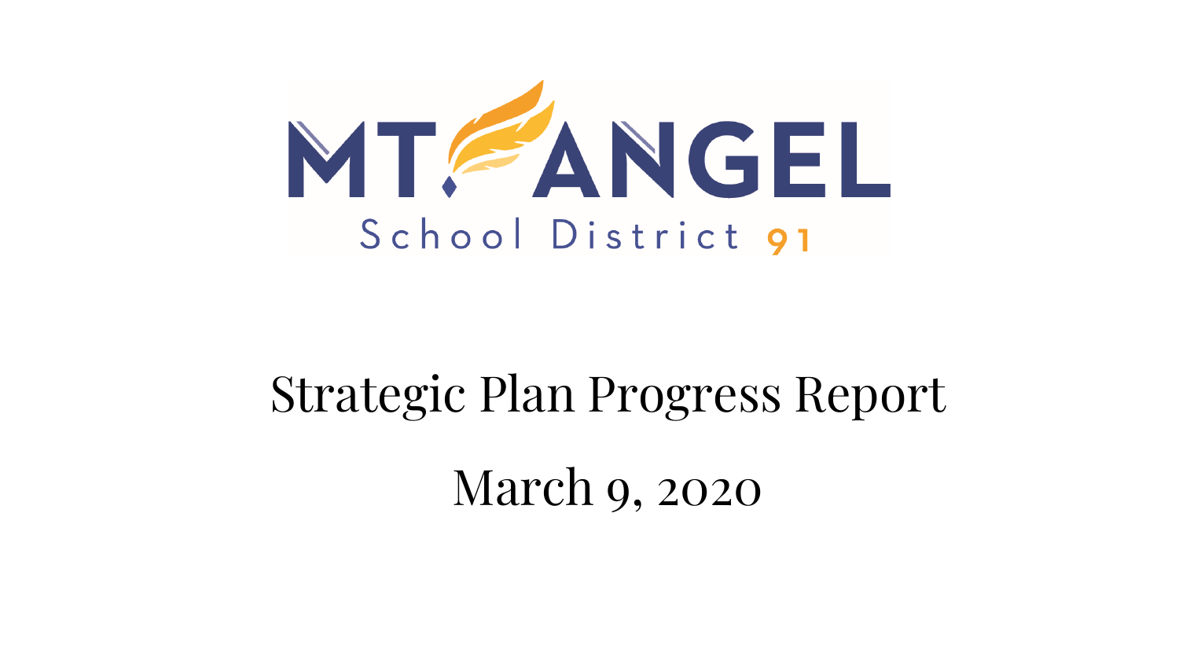MT. ANGEL

School District 91

# Strategic Plan Progress Report

## March 9, 2020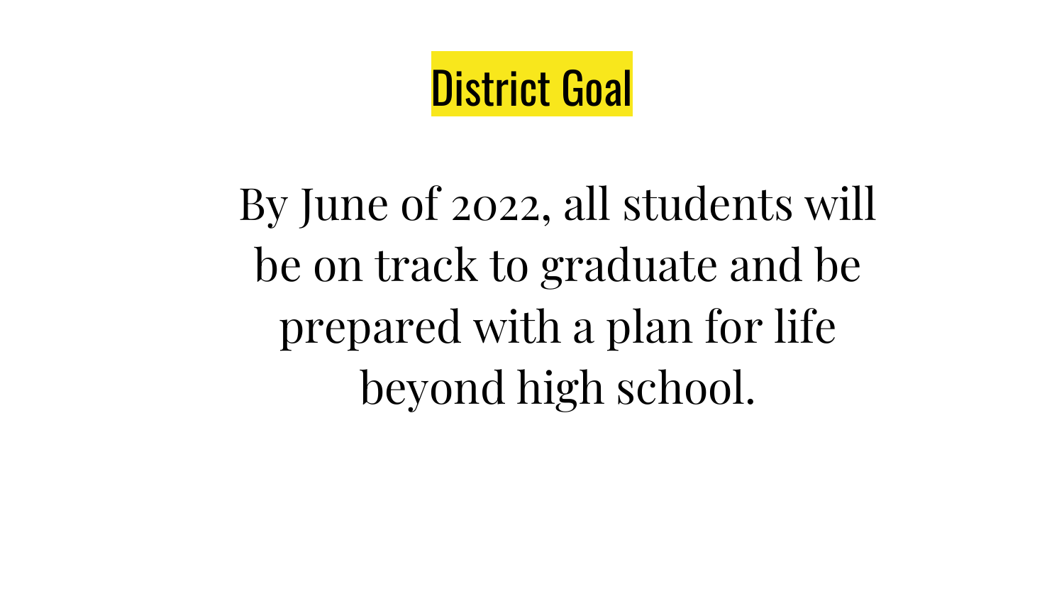# District Goal

By June of 2022, all students will be on track to graduate and be prepared with a plan for life beyond high school.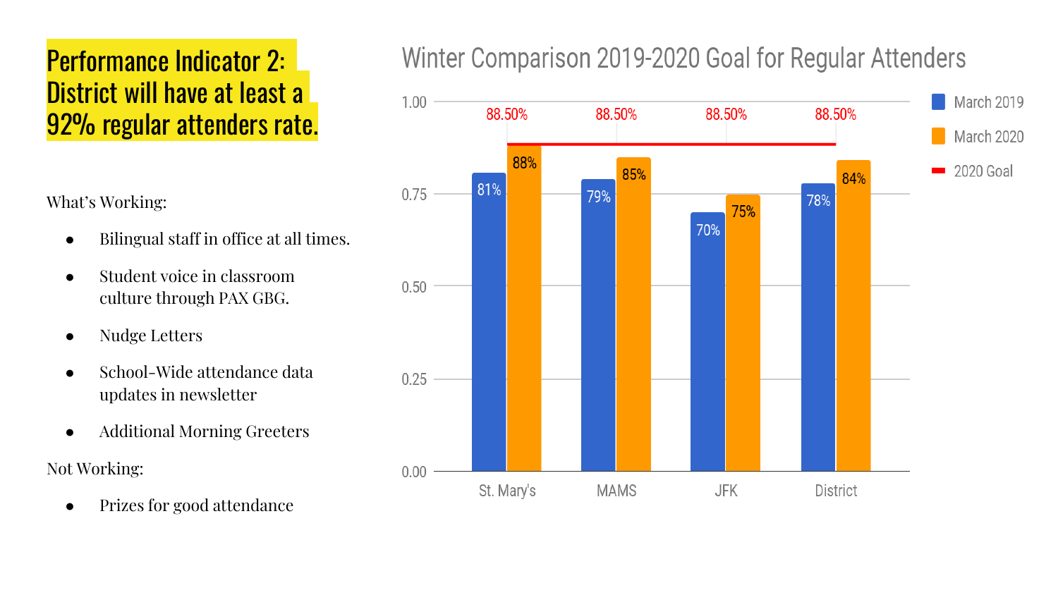# Performance Indicator 2: District will have at least a 92% regular attenders rate.

What's Working:

- Bilingual staff in office at all times.
- Student voice in classroom culture through PAX GBG.
- Nudge Letters
- School-Wide attendance data updates in newsletter
- Additional Morning Greeters

Not Working:

- Prizes for good attendance

## Winter Comparison 2019-2020 Goal for Regular Attenders

| | March 2019 | March 2020 | 2020 Goal |
|---|---|---|---|
| St. Mary's | 81% | 88% | 88.50% |
| MAMS | 79% | 85% | 88.50% |
| JFK | 70% | 75% | 88.50% |
| District | 78% | 84% | 88.50% |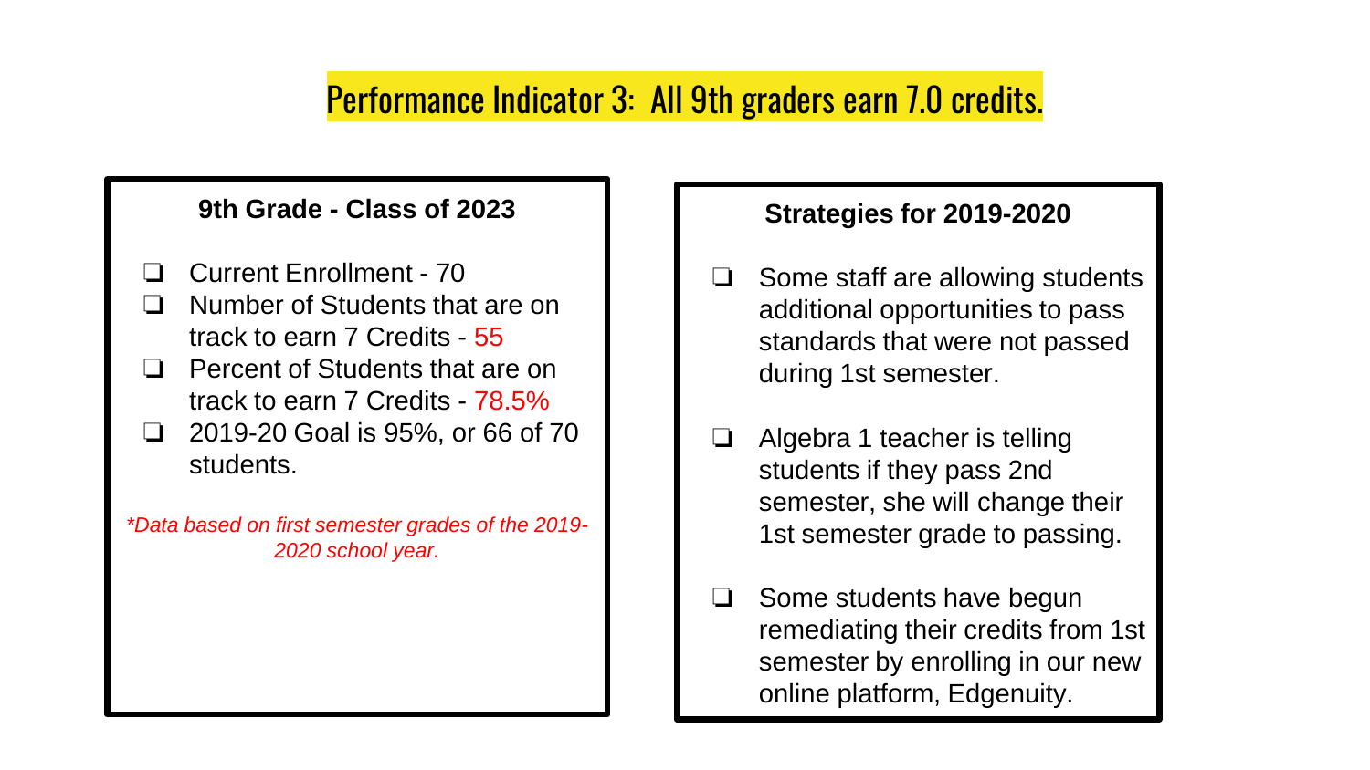# Performance Indicator 3: All 9th graders earn 7.0 credits.

### 9th Grade - Class of 2023

- Current Enrollment - 70
- Number of Students that are on track to earn 7 Credits - 55
- Percent of Students that are on track to earn 7 Credits - 78.5%
- 2019-20 Goal is 95%, or 66 of 70 students.

*\*Data based on first semester grades of the 2019-2020 school year.*

### Strategies for 2019-2020

- Some staff are allowing students additional opportunities to pass standards that were not passed during 1st semester.
- Algebra 1 teacher is telling students if they pass 2nd semester, she will change their 1st semester grade to passing.
- Some students have begun remediating their credits from 1st semester by enrolling in our new online platform, Edgenuity.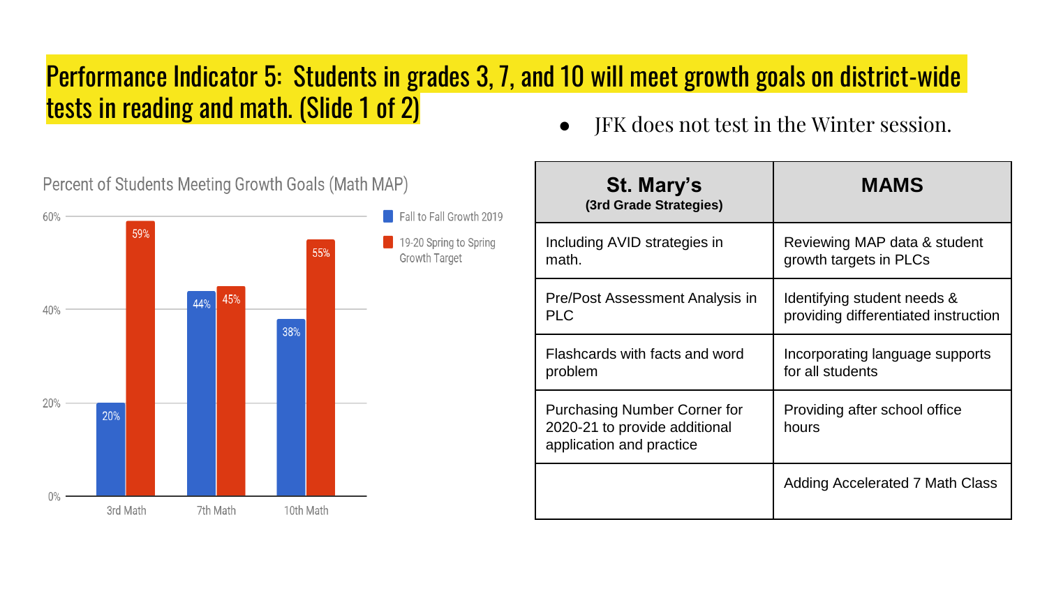# Performance Indicator 5: Students in grades 3, 7, and 10 will meet growth goals on district-wide tests in reading and math. (Slide 1 of 2)

- JFK does not test in the Winter session.

**Percent of Students Meeting Growth Goals (Math MAP)**

| | Fall to Fall Growth 2019 | 19-20 Spring to Spring Growth Target |
|---|---|---|
| 3rd Math | 20% | 59% |
| 7th Math | 44% | 45% |
| 10th Math | 38% | 55% |

| St. Mary's (3rd Grade Strategies) | MAMS |
|---|---|
| Including AVID strategies in math. | Reviewing MAP data & student growth targets in PLCs |
| Pre/Post Assessment Analysis in PLC | Identifying student needs & providing differentiated instruction |
| Flashcards with facts and word problem | Incorporating language supports for all students |
| Purchasing Number Corner for 2020-21 to provide additional application and practice | Providing after school office hours |
| | Adding Accelerated 7 Math Class |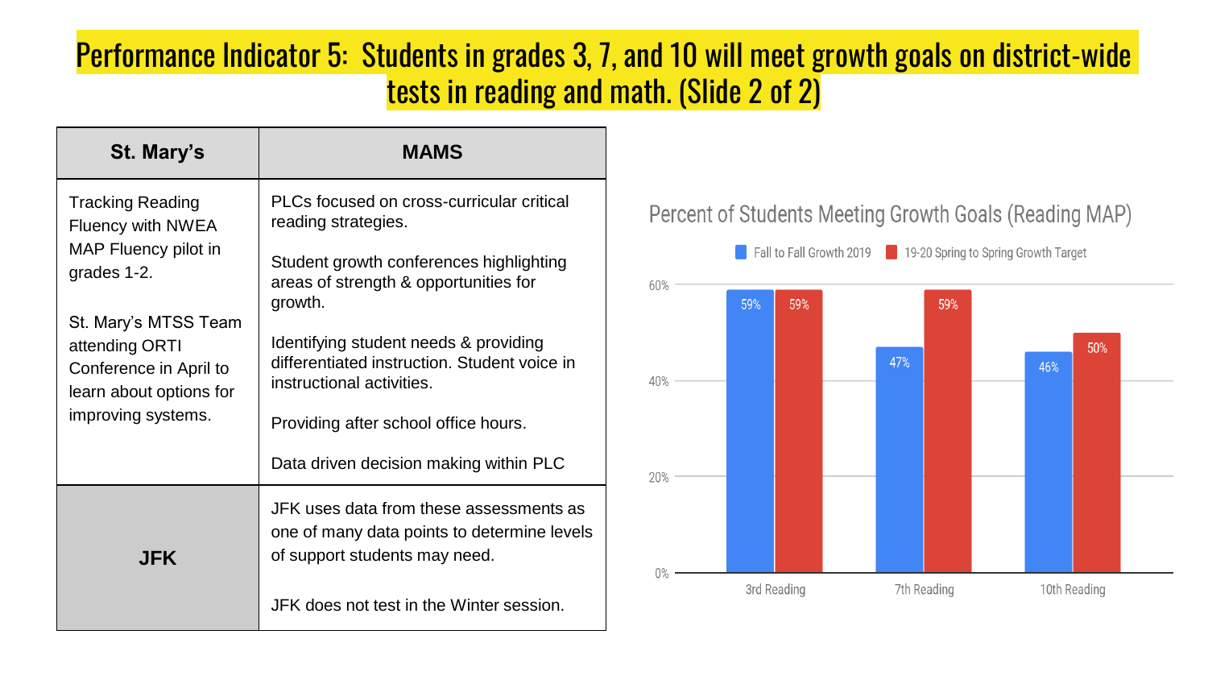# Performance Indicator 5: Students in grades 3, 7, and 10 will meet growth goals on district-wide tests in reading and math. (Slide 2 of 2)

| St. Mary's | MAMS |
|---|---|
| Tracking Reading Fluency with NWEA MAP Fluency pilot in grades 1-2.<br><br>St. Mary's MTSS Team attending ORTI Conference in April to learn about options for improving systems. | PLCs focused on cross-curricular critical reading strategies.<br><br>Student growth conferences highlighting areas of strength & opportunities for growth.<br><br>Identifying student needs & providing differentiated instruction. Student voice in instructional activities.<br><br>Providing after school office hours.<br><br>Data driven decision making within PLC |
| **JFK** | JFK uses data from these assessments as one of many data points to determine levels of support students may need.<br><br>JFK does not test in the Winter session. |

**Percent of Students Meeting Growth Goals (Reading MAP)**

| | Fall to Fall Growth 2019 | 19-20 Spring to Spring Growth Target |
|---|---|---|
| 3rd Reading | 59% | 59% |
| 7th Reading | 47% | 59% |
| 10th Reading | 46% | 50% |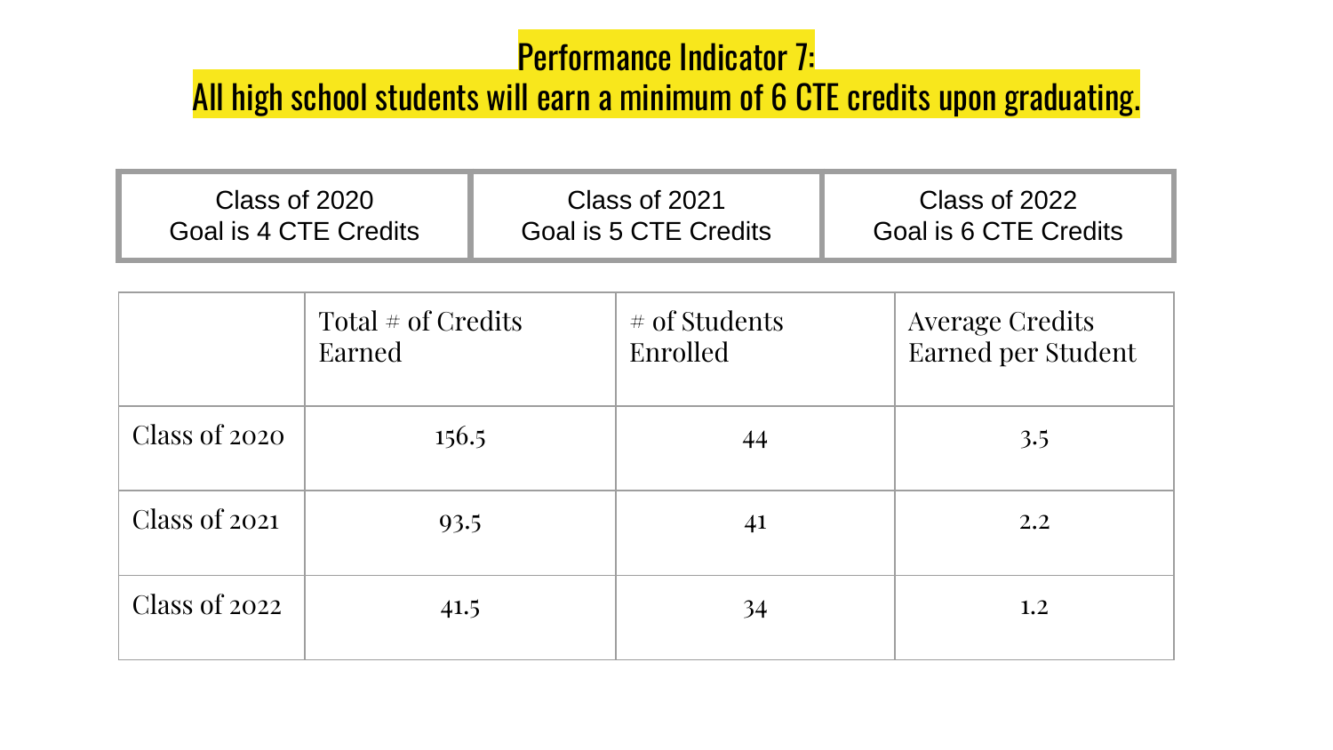# Performance Indicator 7:
# All high school students will earn a minimum of 6 CTE credits upon graduating.

| Class of 2020<br>Goal is 4 CTE Credits | Class of 2021<br>Goal is 5 CTE Credits | Class of 2022<br>Goal is 6 CTE Credits |
|---|---|---|

| | Total # of Credits Earned | # of Students Enrolled | Average Credits Earned per Student |
|---|---|---|---|
| Class of 2020 | 156.5 | 44 | 3.5 |
| Class of 2021 | 93.5 | 41 | 2.2 |
| Class of 2022 | 41.5 | 34 | 1.2 |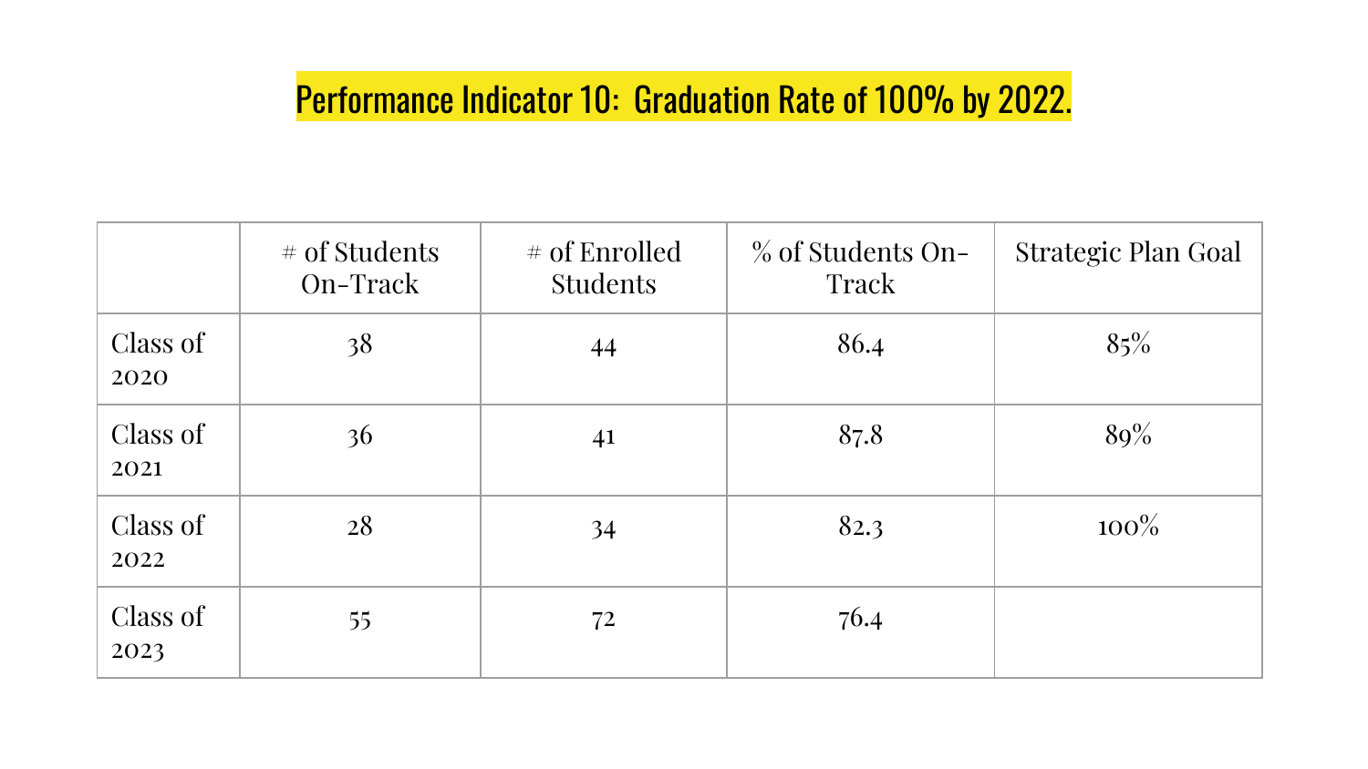## Performance Indicator 10: Graduation Rate of 100% by 2022.

| | # of Students On-Track | # of Enrolled Students | % of Students On-Track | Strategic Plan Goal |
|---|---|---|---|---|
| Class of 2020 | 38 | 44 | 86.4 | 85% |
| Class of 2021 | 36 | 41 | 87.8 | 89% |
| Class of 2022 | 28 | 34 | 82.3 | 100% |
| Class of 2023 | 55 | 72 | 76.4 | |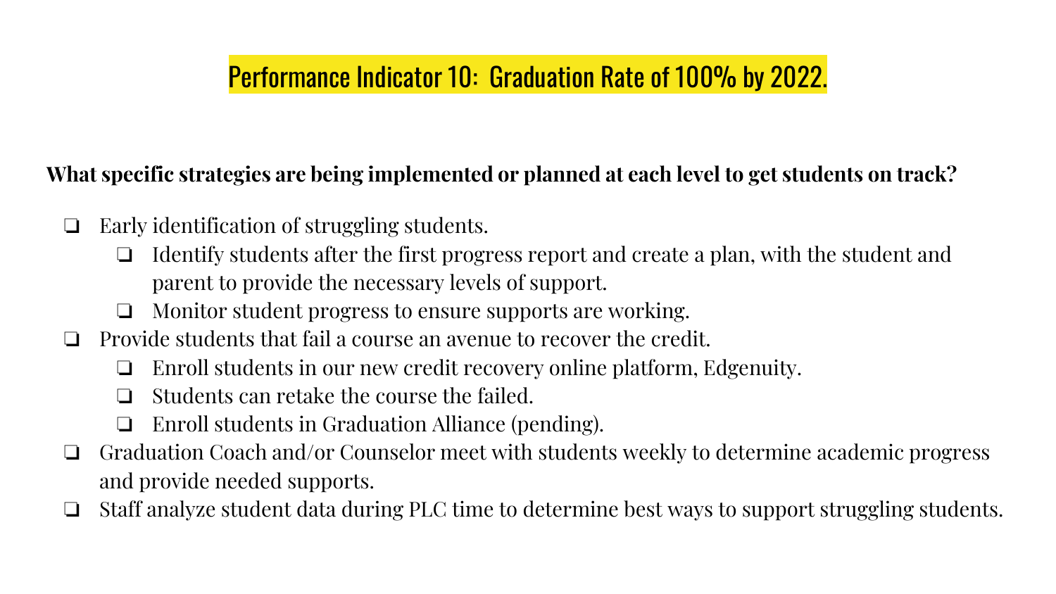# Performance Indicator 10: Graduation Rate of 100% by 2022.

**What specific strategies are being implemented or planned at each level to get students on track?**

- Early identification of struggling students.
  - Identify students after the first progress report and create a plan, with the student and parent to provide the necessary levels of support.
  - Monitor student progress to ensure supports are working.
- Provide students that fail a course an avenue to recover the credit.
  - Enroll students in our new credit recovery online platform, Edgenuity.
  - Students can retake the course the failed.
  - Enroll students in Graduation Alliance (pending).
- Graduation Coach and/or Counselor meet with students weekly to determine academic progress and provide needed supports.
- Staff analyze student data during PLC time to determine best ways to support struggling students.